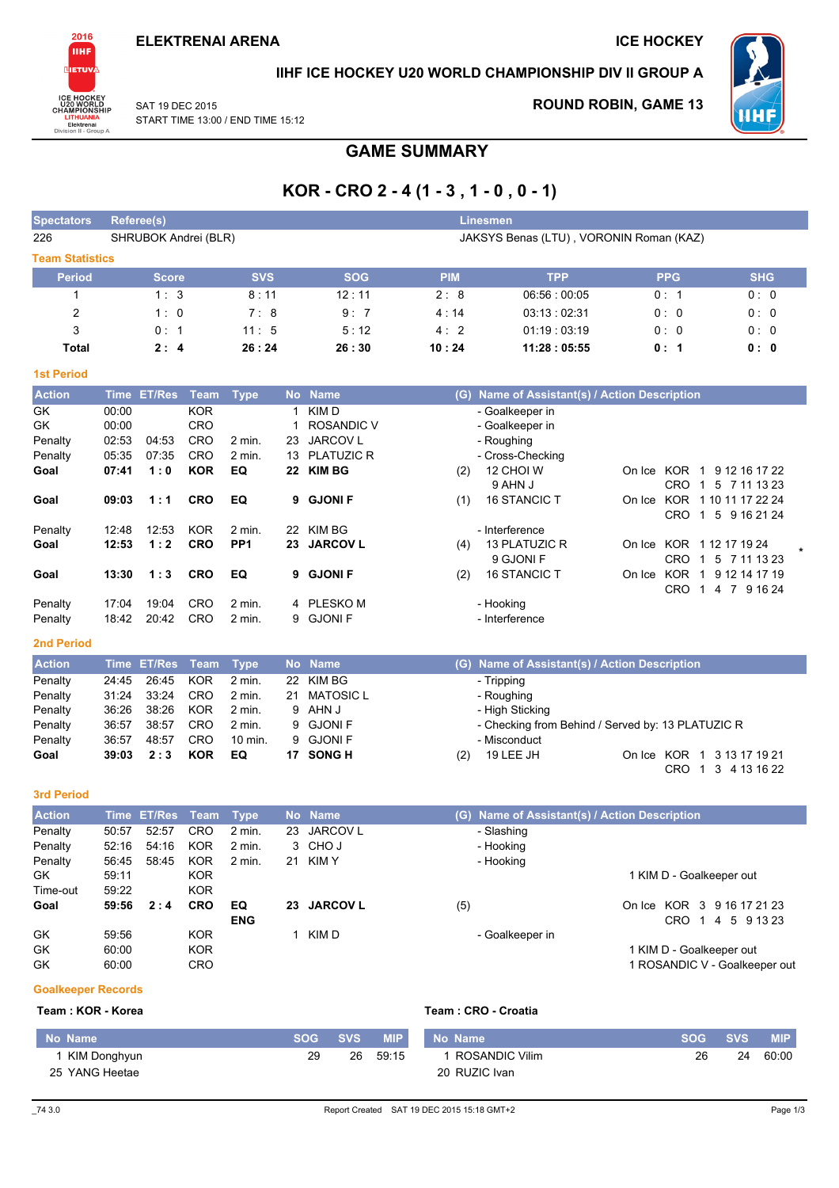ELEKTRENAI ARENA

ICE HOCKEY

IIHF ICE HOCKEY U20 WORLD CHAMPIONSHIP DIV II GROUP A

SAT 19 DEC 2015
START TIME 13:00 / END TIME 15:12

ROUND ROBIN, GAME 13

# GAME SUMMARY

## KOR - CRO 2 - 4 (1 - 3 , 1 - 0 , 0 - 1)

| Spectators | Referee(s) | Linesmen |
|---|---|---|
| 226 | SHRUBOK Andrei (BLR) | JAKSYS Benas (LTU) , VORONIN Roman (KAZ) |

### Team Statistics

| Period | Score | SVS | SOG | PIM | TPP | PPG | SHG |
|---|---|---|---|---|---|---|---|
| 1 | 1 : 3 | 8 : 11 | 12 : 11 | 2 : 8 | 06:56 : 00:05 | 0 : 1 | 0 : 0 |
| 2 | 1 : 0 | 7 : 8 | 9 : 7 | 4 : 14 | 03:13 : 02:31 | 0 : 0 | 0 : 0 |
| 3 | 0 : 1 | 11 : 5 | 5 : 12 | 4 : 2 | 01:19 : 03:19 | 0 : 0 | 0 : 0 |
| **Total** | **2 : 4** | **26 : 24** | **26 : 30** | **10 : 24** | **11:28 : 05:55** | **0 : 1** | **0 : 0** |

### 1st Period

| Action | Time | ET/Res | Team | Type | No | Name | (G) | Name of Assistant(s) / Action Description | | |
|---|---|---|---|---|---|---|---|---|---|---|
| GK | 00:00 | | KOR | | 1 | KIM D | | - Goalkeeper in | | |
| GK | 00:00 | | CRO | | 1 | ROSANDIC V | | - Goalkeeper in | | |
| Penalty | 02:53 | 04:53 | CRO | 2 min. | 23 | JARCOV L | | - Roughing | | |
| Penalty | 05:35 | 07:35 | CRO | 2 min. | 13 | PLATUZIC R | | - Cross-Checking | | |
| **Goal** | **07:41** | **1 : 0** | **KOR** | **EQ** | **22** | **KIM BG** | (2) | 12 CHOI W<br>9 AHN J | On Ice | KOR 1 9 12 16 17 22<br>CRO 1 5 7 11 13 23 |
| **Goal** | **09:03** | **1 : 1** | **CRO** | **EQ** | **9** | **GJONI F** | (1) | 16 STANCIC T | On Ice | KOR 1 10 11 17 22 24<br>CRO 1 5 9 16 21 24 |
| Penalty | 12:48 | 12:53 | KOR | 2 min. | 22 | KIM BG | | - Interference | | |
| **Goal** | **12:53** | **1 : 2** | **CRO** | **PP1** | **23** | **JARCOV L** | (4) | 13 PLATUZIC R<br>9 GJONI F | On Ice | KOR 1 12 17 19 24<br>CRO 1 5 7 11 13 23 * |
| **Goal** | **13:30** | **1 : 3** | **CRO** | **EQ** | **9** | **GJONI F** | (2) | 16 STANCIC T | On Ice | KOR 1 9 12 14 17 19<br>CRO 1 4 7 9 16 24 |
| Penalty | 17:04 | 19:04 | CRO | 2 min. | 4 | PLESKO M | | - Hooking | | |
| Penalty | 18:42 | 20:42 | CRO | 2 min. | 9 | GJONI F | | - Interference | | |

### 2nd Period

| Action | Time | ET/Res | Team | Type | No | Name | (G) | Name of Assistant(s) / Action Description | | |
|---|---|---|---|---|---|---|---|---|---|---|
| Penalty | 24:45 | 26:45 | KOR | 2 min. | 22 | KIM BG | | - Tripping | | |
| Penalty | 31:24 | 33:24 | CRO | 2 min. | 21 | MATOSIC L | | - Roughing | | |
| Penalty | 36:26 | 38:26 | KOR | 2 min. | 9 | AHN J | | - High Sticking | | |
| Penalty | 36:57 | 38:57 | CRO | 2 min. | 9 | GJONI F | | - Checking from Behind / Served by: 13 PLATUZIC R | | |
| Penalty | 36:57 | 48:57 | CRO | 10 min. | 9 | GJONI F | | - Misconduct | | |
| **Goal** | **39:03** | **2 : 3** | **KOR** | **EQ** | **17** | **SONG H** | (2) | 19 LEE JH | On Ice | KOR 1 3 13 17 19 21<br>CRO 1 3 4 13 16 22 |

### 3rd Period

| Action | Time | ET/Res | Team | Type | No | Name | (G) | Name of Assistant(s) / Action Description | | |
|---|---|---|---|---|---|---|---|---|---|---|
| Penalty | 50:57 | 52:57 | CRO | 2 min. | 23 | JARCOV L | | - Slashing | | |
| Penalty | 52:16 | 54:16 | KOR | 2 min. | 3 | CHO J | | - Hooking | | |
| Penalty | 56:45 | 58:45 | KOR | 2 min. | 21 | KIM Y | | - Hooking | | |
| GK | 59:11 | | KOR | | | | | | | 1 KIM D - Goalkeeper out |
| Time-out | 59:22 | | KOR | | | | | | | |
| **Goal** | **59:56** | **2 : 4** | **CRO** | **EQ ENG** | **23** | **JARCOV L** | (5) | | On Ice | KOR 3 9 16 17 21 23<br>CRO 1 4 5 9 13 23 |
| GK | 59:56 | | KOR | | 1 | KIM D | | - Goalkeeper in | | |
| GK | 60:00 | | KOR | | | | | | | 1 KIM D - Goalkeeper out |
| GK | 60:00 | | CRO | | | | | | | 1 ROSANDIC V - Goalkeeper out |

### Goalkeeper Records

**Team : KOR - Korea**

| No | Name | SOG | SVS | MIP |
|---|---|---|---|---|
| 1 | KIM Donghyun | 29 | 26 | 59:15 |
| 25 | YANG Heetae | | | |

**Team : CRO - Croatia**

| No | Name | SOG | SVS | MIP |
|---|---|---|---|---|
| 1 | ROSANDIC Vilim | 26 | 24 | 60:00 |
| 20 | RUZIC Ivan | | | |

_74 3.0 Report Created SAT 19 DEC 2015 15:18 GMT+2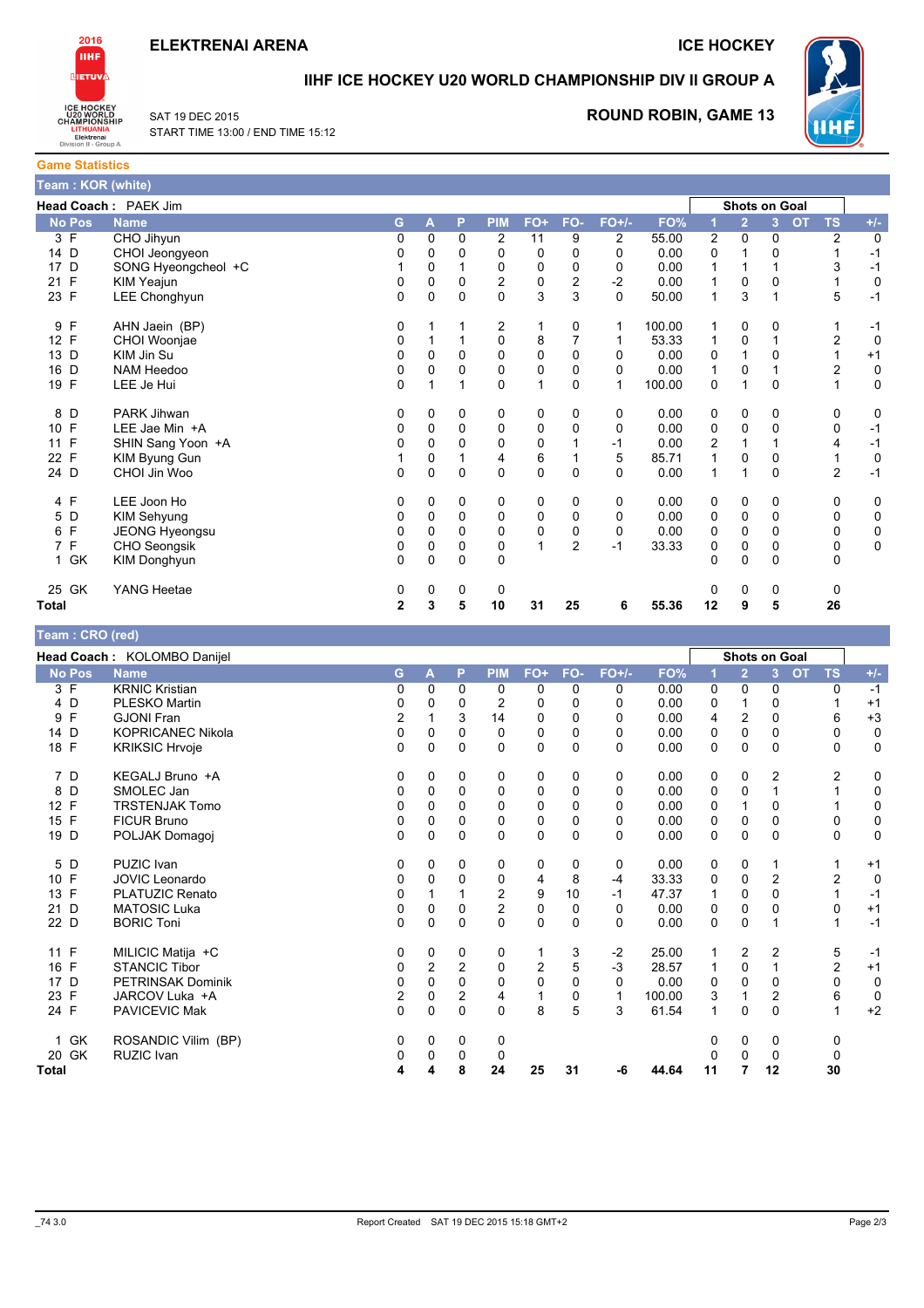# ELEKTRENAI ARENA

ICE HOCKEY

## IIHF ICE HOCKEY U20 WORLD CHAMPIONSHIP DIV II GROUP A

SAT 19 DEC 2015
START TIME 13:00 / END TIME 15:12

ROUND ROBIN, GAME 13

### Game Statistics

**Team : KOR (white)**

**Head Coach :** PAEK Jim

| No | Pos | Name | G | A | P | PIM | FO+ | FO- | FO+/- | FO% | Shots on Goal 1 | 2 | 3 | OT | TS | +/- |
|---|---|---|---|---|---|---|---|---|---|---|---|---|---|---|---|---|
| 3 | F | CHO Jihyun | 0 | 0 | 0 | 2 | 11 | 9 | 2 | 55.00 | 2 | 0 | 0 | | 2 | 0 |
| 14 | D | CHOI Jeongyeon | 0 | 0 | 0 | 0 | 0 | 0 | 0 | 0.00 | 0 | 1 | 0 | | 1 | -1 |
| 17 | D | SONG Hyeongcheol +C | 1 | 0 | 1 | 0 | 0 | 0 | 0 | 0.00 | 1 | 1 | 1 | | 3 | -1 |
| 21 | F | KIM Yeajun | 0 | 0 | 0 | 2 | 0 | 2 | -2 | 0.00 | 1 | 0 | 0 | | 1 | 0 |
| 23 | F | LEE Chonghyun | 0 | 0 | 0 | 0 | 3 | 3 | 0 | 50.00 | 1 | 3 | 1 | | 5 | -1 |
| 9 | F | AHN Jaein (BP) | 0 | 1 | 1 | 2 | 1 | 0 | 1 | 100.00 | 1 | 0 | 0 | | 1 | -1 |
| 12 | F | CHOI Woonjae | 0 | 1 | 1 | 0 | 8 | 7 | 1 | 53.33 | 1 | 0 | 1 | | 2 | 0 |
| 13 | D | KIM Jin Su | 0 | 0 | 0 | 0 | 0 | 0 | 0 | 0.00 | 0 | 1 | 0 | | 1 | +1 |
| 16 | D | NAM Heedoo | 0 | 0 | 0 | 0 | 0 | 0 | 0 | 0.00 | 1 | 0 | 1 | | 2 | 0 |
| 19 | F | LEE Je Hui | 0 | 1 | 1 | 0 | 1 | 0 | 1 | 100.00 | 0 | 1 | 0 | | 1 | 0 |
| 8 | D | PARK Jihwan | 0 | 0 | 0 | 0 | 0 | 0 | 0 | 0.00 | 0 | 0 | 0 | | 0 | 0 |
| 10 | F | LEE Jae Min +A | 0 | 0 | 0 | 0 | 0 | 0 | 0 | 0.00 | 0 | 0 | 0 | | 0 | -1 |
| 11 | F | SHIN Sang Yoon +A | 0 | 0 | 0 | 0 | 0 | 1 | -1 | 0.00 | 2 | 1 | 1 | | 4 | -1 |
| 22 | F | KIM Byung Gun | 1 | 0 | 1 | 4 | 6 | 1 | 5 | 85.71 | 1 | 0 | 0 | | 1 | 0 |
| 24 | D | CHOI Jin Woo | 0 | 0 | 0 | 0 | 0 | 0 | 0 | 0.00 | 1 | 1 | 0 | | 2 | -1 |
| 4 | F | LEE Joon Ho | 0 | 0 | 0 | 0 | 0 | 0 | 0 | 0.00 | 0 | 0 | 0 | | 0 | 0 |
| 5 | D | KIM Sehyung | 0 | 0 | 0 | 0 | 0 | 0 | 0 | 0.00 | 0 | 0 | 0 | | 0 | 0 |
| 6 | F | JEONG Hyeongsu | 0 | 0 | 0 | 0 | 0 | 0 | 0 | 0.00 | 0 | 0 | 0 | | 0 | 0 |
| 7 | F | CHO Seongsik | 0 | 0 | 0 | 0 | 1 | 2 | -1 | 33.33 | 0 | 0 | 0 | | 0 | 0 |
| 1 | GK | KIM Donghyun | 0 | 0 | 0 | 0 | | | | | 0 | 0 | 0 | | 0 | |
| 25 | GK | YANG Heetae | 0 | 0 | 0 | 0 | | | | | 0 | 0 | 0 | | 0 | |
| **Total** | | | **2** | **3** | **5** | **10** | **31** | **25** | **6** | **55.36** | **12** | **9** | **5** | | **26** | |

**Team : CRO (red)**

**Head Coach :** KOLOMBO Danijel

| No | Pos | Name | G | A | P | PIM | FO+ | FO- | FO+/- | FO% | Shots on Goal 1 | 2 | 3 | OT | TS | +/- |
|---|---|---|---|---|---|---|---|---|---|---|---|---|---|---|---|---|
| 3 | F | KRNIC Kristian | 0 | 0 | 0 | 0 | 0 | 0 | 0 | 0.00 | 0 | 0 | 0 | | 0 | -1 |
| 4 | D | PLESKO Martin | 0 | 0 | 0 | 2 | 0 | 0 | 0 | 0.00 | 0 | 1 | 0 | | 1 | +1 |
| 9 | F | GJONI Fran | 2 | 1 | 3 | 14 | 0 | 0 | 0 | 0.00 | 4 | 2 | 0 | | 6 | +3 |
| 14 | D | KOPRICANEC Nikola | 0 | 0 | 0 | 0 | 0 | 0 | 0 | 0.00 | 0 | 0 | 0 | | 0 | 0 |
| 18 | F | KRIKSIC Hrvoje | 0 | 0 | 0 | 0 | 0 | 0 | 0 | 0.00 | 0 | 0 | 0 | | 0 | 0 |
| 7 | D | KEGALJ Bruno +A | 0 | 0 | 0 | 0 | 0 | 0 | 0 | 0.00 | 0 | 0 | 2 | | 2 | 0 |
| 8 | D | SMOLEC Jan | 0 | 0 | 0 | 0 | 0 | 0 | 0 | 0.00 | 0 | 0 | 1 | | 1 | 0 |
| 12 | F | TRSTENJAK Tomo | 0 | 0 | 0 | 0 | 0 | 0 | 0 | 0.00 | 0 | 1 | 0 | | 1 | 0 |
| 15 | F | FICUR Bruno | 0 | 0 | 0 | 0 | 0 | 0 | 0 | 0.00 | 0 | 0 | 0 | | 0 | 0 |
| 19 | D | POLJAK Domagoj | 0 | 0 | 0 | 0 | 0 | 0 | 0 | 0.00 | 0 | 0 | 0 | | 0 | 0 |
| 5 | D | PUZIC Ivan | 0 | 0 | 0 | 0 | 0 | 0 | 0 | 0.00 | 0 | 0 | 1 | | 1 | +1 |
| 10 | F | JOVIC Leonardo | 0 | 0 | 0 | 0 | 4 | 8 | -4 | 33.33 | 0 | 0 | 2 | | 2 | 0 |
| 13 | F | PLATUZIC Renato | 0 | 1 | 1 | 2 | 9 | 10 | -1 | 47.37 | 1 | 0 | 0 | | 1 | -1 |
| 21 | D | MATOSIC Luka | 0 | 0 | 0 | 2 | 0 | 0 | 0 | 0.00 | 0 | 0 | 0 | | 0 | +1 |
| 22 | D | BORIC Toni | 0 | 0 | 0 | 0 | 0 | 0 | 0 | 0.00 | 0 | 0 | 1 | | 1 | -1 |
| 11 | F | MILICIC Matija +C | 0 | 0 | 0 | 0 | 1 | 3 | -2 | 25.00 | 1 | 2 | 2 | | 5 | -1 |
| 16 | F | STANCIC Tibor | 0 | 2 | 2 | 0 | 2 | 5 | -3 | 28.57 | 1 | 0 | 1 | | 2 | +1 |
| 17 | D | PETRINSAK Dominik | 0 | 0 | 0 | 0 | 0 | 0 | 0 | 0.00 | 0 | 0 | 0 | | 0 | 0 |
| 23 | F | JARCOV Luka +A | 2 | 0 | 2 | 4 | 1 | 0 | 1 | 100.00 | 3 | 1 | 2 | | 6 | 0 |
| 24 | F | PAVICEVIC Mak | 0 | 0 | 0 | 0 | 8 | 5 | 3 | 61.54 | 1 | 0 | 0 | | 1 | +2 |
| 1 | GK | ROSANDIC Vilim (BP) | 0 | 0 | 0 | 0 | | | | | 0 | 0 | 0 | | 0 | |
| 20 | GK | RUZIC Ivan | 0 | 0 | 0 | 0 | | | | | 0 | 0 | 0 | | 0 | |
| **Total** | | | **4** | **4** | **8** | **24** | **25** | **31** | **-6** | **44.64** | **11** | **7** | **12** | | **30** | |

_74 3.0 Report Created SAT 19 DEC 2015 15:18 GMT+2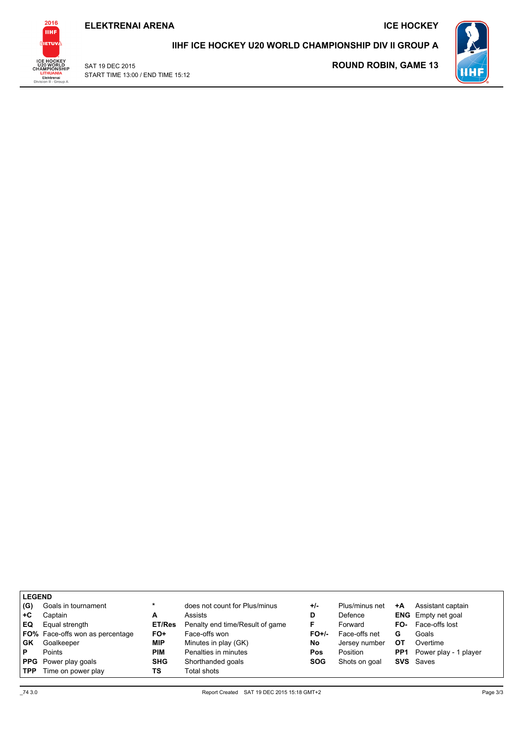## LEGEND

| | | | | | | | |
|---|---|---|---|---|---|---|---|
| **(G)** | Goals in tournament | **\*** | does not count for Plus/minus | **+/-** | Plus/minus net | **+A** | Assistant captain |
| **+C** | Captain | **A** | Assists | **D** | Defence | **ENG** | Empty net goal |
| **EQ** | Equal strength | **ET/Res** | Penalty end time/Result of game | **F** | Forward | **FO-** | Face-offs lost |
| **FO%** | Face-offs won as percentage | **FO+** | Face-offs won | **FO+/-** | Face-offs net | **G** | Goals |
| **GK** | Goalkeeper | **MIP** | Minutes in play (GK) | **No** | Jersey number | **OT** | Overtime |
| **P** | Points | **PIM** | Penalties in minutes | **Pos** | Position | **PP1** | Power play - 1 player |
| **PPG** | Power play goals | **SHG** | Shorthanded goals | **SOG** | Shots on goal | **SVS** | Saves |
| **TPP** | Time on power play | **TS** | Total shots | | | | |

_74 3.0

Report Created SAT 19 DEC 2015 15:18 GMT+2